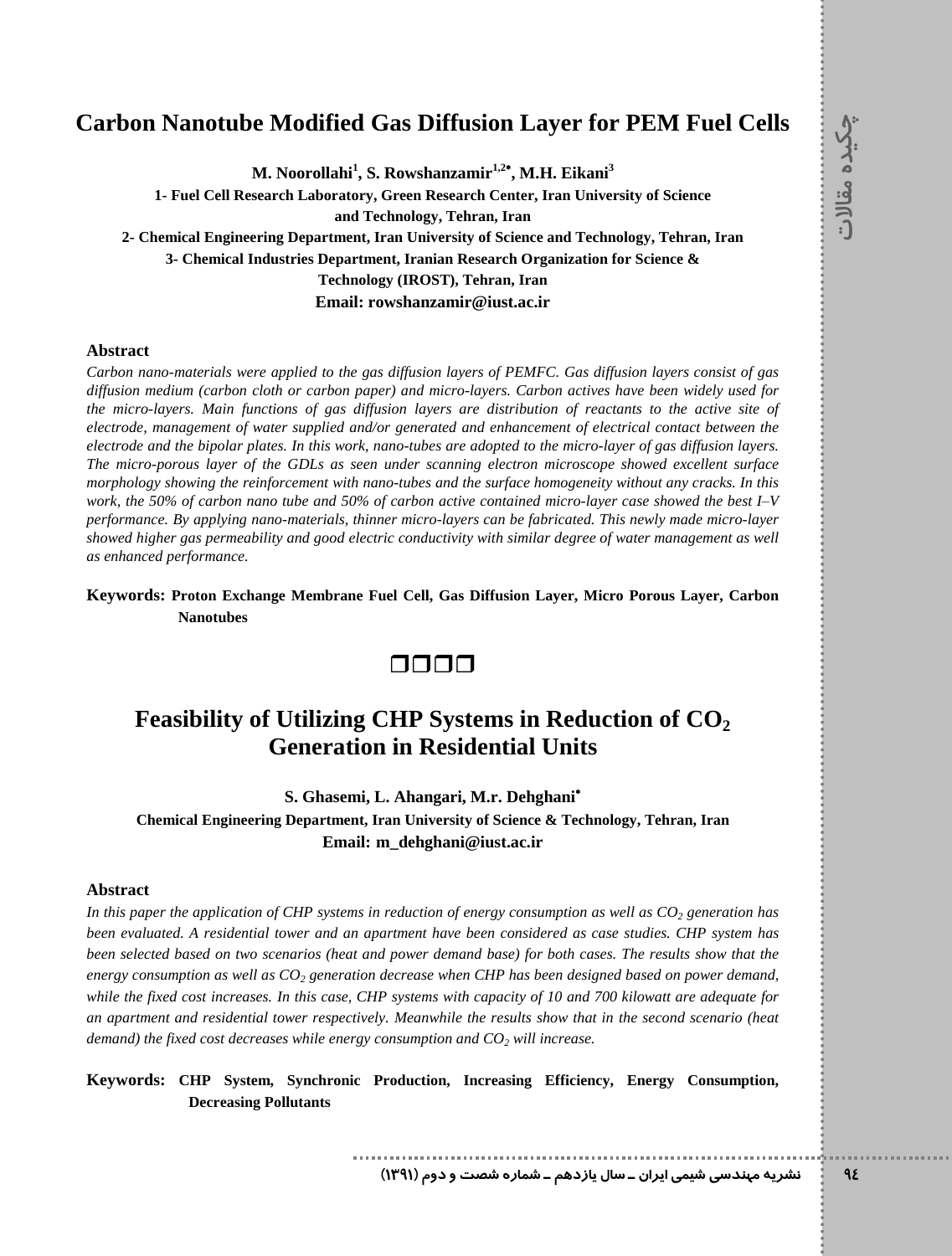# Carbon Nanotube Modified Gas Diffusion Layer for PEM Fuel Cells

**M. Noorollahi[1], S. Rowshanzamir[1,2]*, M.H. Eikani[3]**

**1- Fuel Cell Research Laboratory, Green Research Center, Iran University of Science and Technology, Tehran, Iran**

**2- Chemical Engineering Department, Iran University of Science and Technology, Tehran, Iran**

**3- Chemical Industries Department, Iranian Research Organization for Science & Technology (IROST), Tehran, Iran**

**Email: rowshanzamir@iust.ac.ir**

### Abstract

*Carbon nano-materials were applied to the gas diffusion layers of PEMFC. Gas diffusion layers consist of gas diffusion medium (carbon cloth or carbon paper) and micro-layers. Carbon actives have been widely used for the micro-layers. Main functions of gas diffusion layers are distribution of reactants to the active site of electrode, management of water supplied and/or generated and enhancement of electrical contact between the electrode and the bipolar plates. In this work, nano-tubes are adopted to the micro-layer of gas diffusion layers. The micro-porous layer of the GDLs as seen under scanning electron microscope showed excellent surface morphology showing the reinforcement with nano-tubes and the surface homogeneity without any cracks. In this work, the 50% of carbon nano tube and 50% of carbon active contained micro-layer case showed the best I–V performance. By applying nano-materials, thinner micro-layers can be fabricated. This newly made micro-layer showed higher gas permeability and good electric conductivity with similar degree of water management as well as enhanced performance.*

**Keywords: Proton Exchange Membrane Fuel Cell, Gas Diffusion Layer, Micro Porous Layer, Carbon Nanotubes**

❒❒❒❒

# Feasibility of Utilizing CHP Systems in Reduction of $CO_2$ Generation in Residential Units

**S. Ghasemi, L. Ahangari, M.r. Dehghani***

**Chemical Engineering Department, Iran University of Science & Technology, Tehran, Iran**

**Email: m_dehghani@iust.ac.ir**

### Abstract

*In this paper the application of CHP systems in reduction of energy consumption as well as $CO_2$ generation has been evaluated. A residential tower and an apartment have been considered as case studies. CHP system has been selected based on two scenarios (heat and power demand base) for both cases. The results show that the energy consumption as well as $CO_2$ generation decrease when CHP has been designed based on power demand, while the fixed cost increases. In this case, CHP systems with capacity of 10 and 700 kilowatt are adequate for an apartment and residential tower respectively. Meanwhile the results show that in the second scenario (heat demand) the fixed cost decreases while energy consumption and $CO_2$ will increase.*

**Keywords: CHP System, Synchronic Production, Increasing Efficiency, Energy Consumption, Decreasing Pollutants**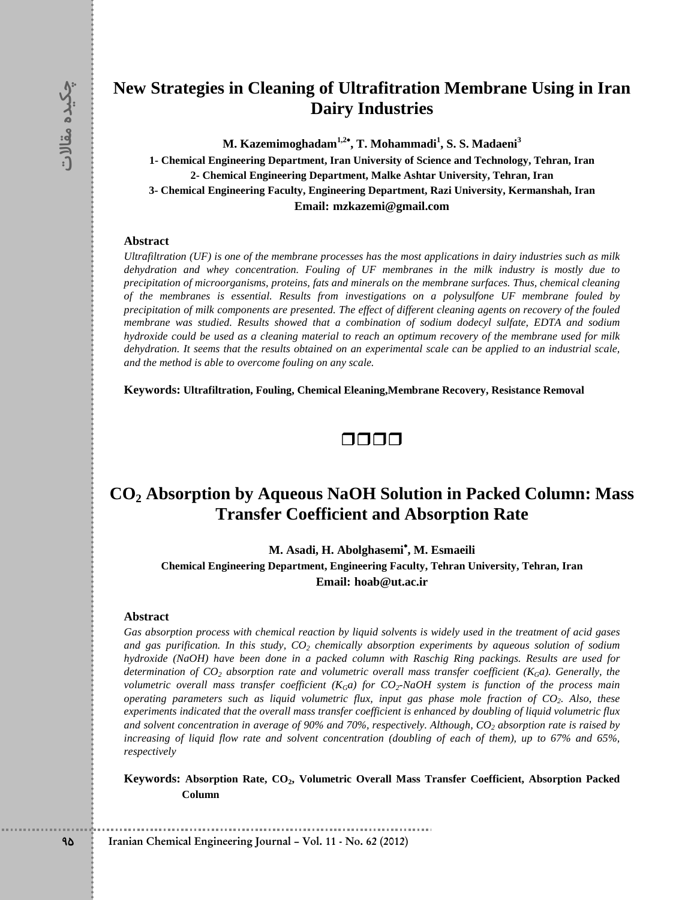# New Strategies in Cleaning of Ultrafitration Membrane Using in Iran Dairy Industries

**M. Kazemimoghadam[1,2]\*, T. Mohammadi[1], S. S. Madaeni[3]**

**1- Chemical Engineering Department, Iran University of Science and Technology, Tehran, Iran**
**2- Chemical Engineering Department, Malke Ashtar University, Tehran, Iran**
**3- Chemical Engineering Faculty, Engineering Department, Razi University, Kermanshah, Iran**
**Email: mzkazemi@gmail.com**

**Abstract**

*Ultrafiltration (UF) is one of the membrane processes has the most applications in dairy industries such as milk dehydration and whey concentration. Fouling of UF membranes in the milk industry is mostly due to precipitation of microorganisms, proteins, fats and minerals on the membrane surfaces. Thus, chemical cleaning of the membranes is essential. Results from investigations on a polysulfone UF membrane fouled by precipitation of milk components are presented. The effect of different cleaning agents on recovery of the fouled membrane was studied. Results showed that a combination of sodium dodecyl sulfate, EDTA and sodium hydroxide could be used as a cleaning material to reach an optimum recovery of the membrane used for milk dehydration. It seems that the results obtained on an experimental scale can be applied to an industrial scale, and the method is able to overcome fouling on any scale.*

**Keywords: Ultrafiltration, Fouling, Chemical Eleaning,Membrane Recovery, Resistance Removal**

❒❒❒❒

# $CO_2$ Absorption by Aqueous NaOH Solution in Packed Column: Mass Transfer Coefficient and Absorption Rate

**M. Asadi, H. Abolghasemi\*, M. Esmaeili**

**Chemical Engineering Department, Engineering Faculty, Tehran University, Tehran, Iran**
**Email: hoab@ut.ac.ir**

**Abstract**

*Gas absorption process with chemical reaction by liquid solvents is widely used in the treatment of acid gases and gas purification. In this study, $CO_2$ chemically absorption experiments by aqueous solution of sodium hydroxide (NaOH) have been done in a packed column with Raschig Ring packings. Results are used for determination of $CO_2$ absorption rate and volumetric overall mass transfer coefficient ($K_Ga$). Generally, the volumetric overall mass transfer coefficient ($K_Ga$) for $CO_2$-NaOH system is function of the process main operating parameters such as liquid volumetric flux, input gas phase mole fraction of $CO_2$. Also, these experiments indicated that the overall mass transfer coefficient is enhanced by doubling of liquid volumetric flux and solvent concentration in average of 90% and 70%, respectively. Although, $CO_2$ absorption rate is raised by increasing of liquid flow rate and solvent concentration (doubling of each of them), up to 67% and 65%, respectively*

**Keywords: Absorption Rate, $CO_2$, Volumetric Overall Mass Transfer Coefficient, Absorption Packed Column**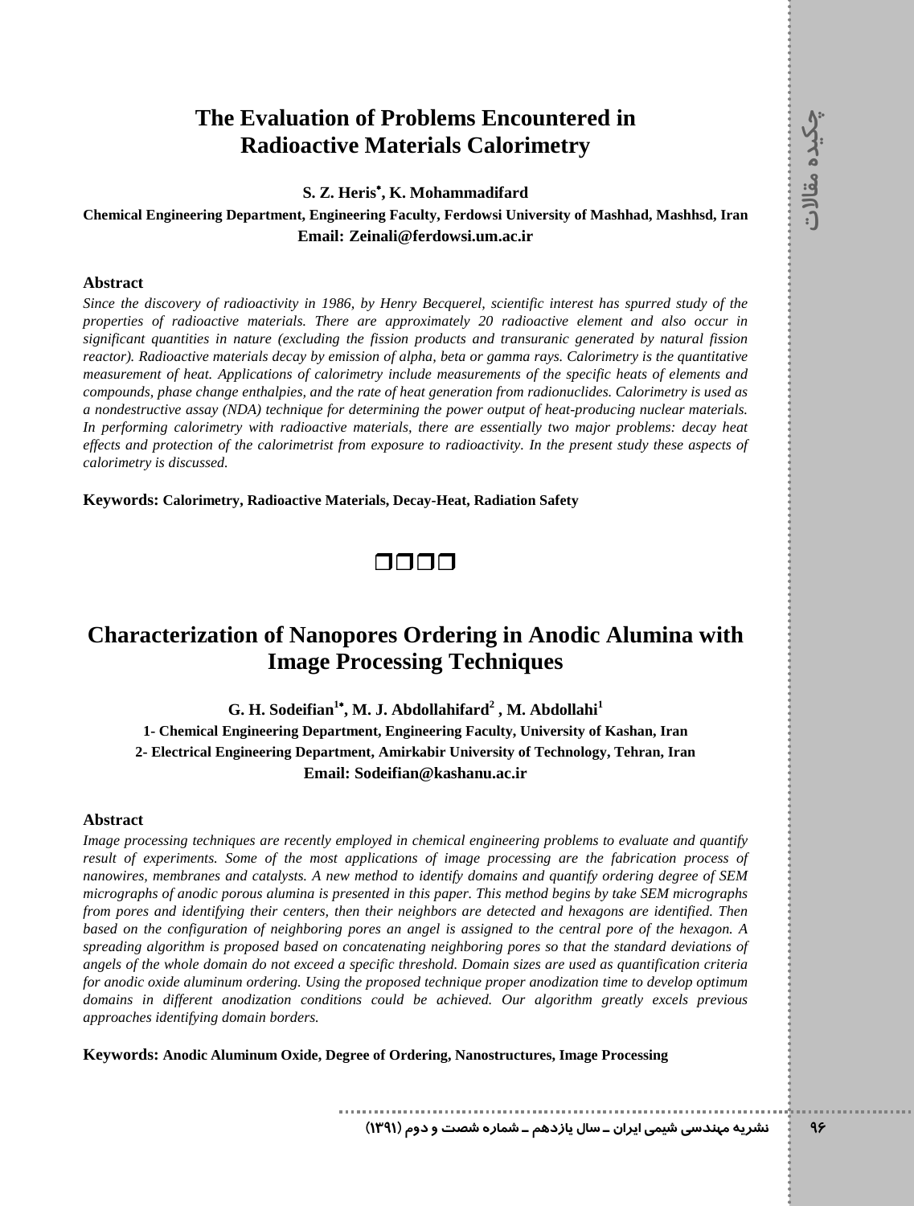# The Evaluation of Problems Encountered in Radioactive Materials Calorimetry

**S. Z. Heris*, K. Mohammadifard**

**Chemical Engineering Department, Engineering Faculty, Ferdowsi University of Mashhad, Mashhsd, Iran**

**Email: Zeinali@ferdowsi.um.ac.ir**

### Abstract

*Since the discovery of radioactivity in 1986, by Henry Becquerel, scientific interest has spurred study of the properties of radioactive materials. There are approximately 20 radioactive element and also occur in significant quantities in nature (excluding the fission products and transuranic generated by natural fission reactor). Radioactive materials decay by emission of alpha, beta or gamma rays. Calorimetry is the quantitative measurement of heat. Applications of calorimetry include measurements of the specific heats of elements and compounds, phase change enthalpies, and the rate of heat generation from radionuclides. Calorimetry is used as a nondestructive assay (NDA) technique for determining the power output of heat-producing nuclear materials. In performing calorimetry with radioactive materials, there are essentially two major problems: decay heat effects and protection of the calorimetrist from exposure to radioactivity. In the present study these aspects of calorimetry is discussed.*

**Keywords:** **Calorimetry, Radioactive Materials, Decay-Heat, Radiation Safety**

❒❒❒❒

# Characterization of Nanopores Ordering in Anodic Alumina with Image Processing Techniques

**G. H. Sodeifian[1*], M. J. Abdollahifard[2], M. Abdollahi[1]**

**1- Chemical Engineering Department, Engineering Faculty, University of Kashan, Iran**

**2- Electrical Engineering Department, Amirkabir University of Technology, Tehran, Iran**

**Email: Sodeifian@kashanu.ac.ir**

### Abstract

*Image processing techniques are recently employed in chemical engineering problems to evaluate and quantify result of experiments. Some of the most applications of image processing are the fabrication process of nanowires, membranes and catalysts. A new method to identify domains and quantify ordering degree of SEM micrographs of anodic porous alumina is presented in this paper. This method begins by take SEM micrographs from pores and identifying their centers, then their neighbors are detected and hexagons are identified. Then based on the configuration of neighboring pores an angel is assigned to the central pore of the hexagon. A spreading algorithm is proposed based on concatenating neighboring pores so that the standard deviations of angels of the whole domain do not exceed a specific threshold. Domain sizes are used as quantification criteria for anodic oxide aluminum ordering. Using the proposed technique proper anodization time to develop optimum domains in different anodization conditions could be achieved. Our algorithm greatly excels previous approaches identifying domain borders.*

**Keywords:** **Anodic Aluminum Oxide, Degree of Ordering, Nanostructures, Image Processing**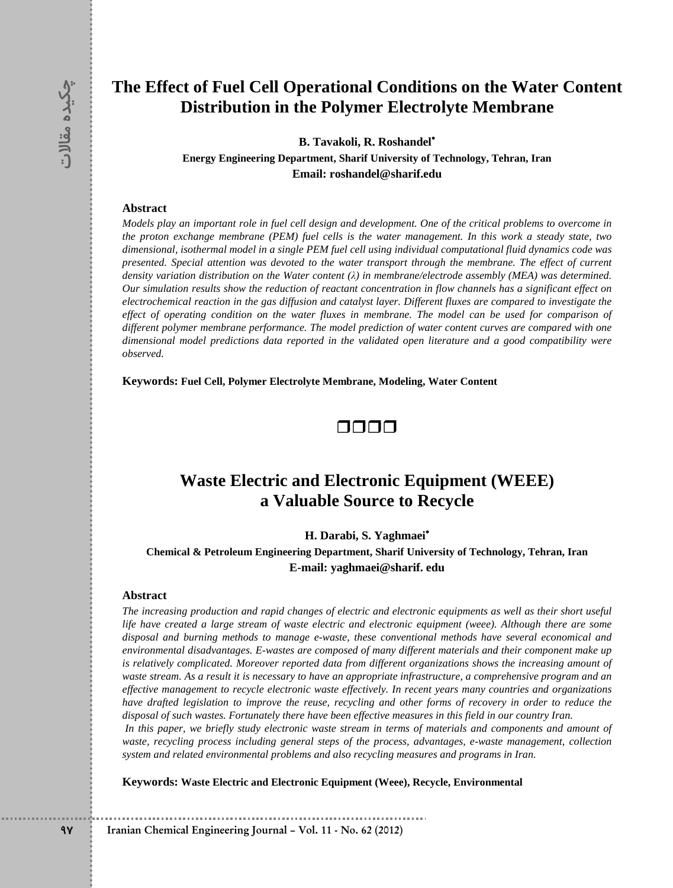# The Effect of Fuel Cell Operational Conditions on the Water Content Distribution in the Polymer Electrolyte Membrane

**B. Tavakoli, R. Roshandel***

**Energy Engineering Department, Sharif University of Technology, Tehran, Iran**

**Email: roshandel@sharif.edu**

**Abstract**

*Models play an important role in fuel cell design and development. One of the critical problems to overcome in the proton exchange membrane (PEM) fuel cells is the water management. In this work a steady state, two dimensional, isothermal model in a single PEM fuel cell using individual computational fluid dynamics code was presented. Special attention was devoted to the water transport through the membrane. The effect of current density variation distribution on the Water content ($\lambda$) in membrane/electrode assembly (MEA) was determined. Our simulation results show the reduction of reactant concentration in flow channels has a significant effect on electrochemical reaction in the gas diffusion and catalyst layer. Different fluxes are compared to investigate the effect of operating condition on the water fluxes in membrane. The model can be used for comparison of different polymer membrane performance. The model prediction of water content curves are compared with one dimensional model predictions data reported in the validated open literature and a good compatibility were observed.*

**Keywords:** **Fuel Cell, Polymer Electrolyte Membrane, Modeling, Water Content**

❐❐❐❐

# Waste Electric and Electronic Equipment (WEEE) a Valuable Source to Recycle

**H. Darabi, S. Yaghmaei***

**Chemical & Petroleum Engineering Department, Sharif University of Technology, Tehran, Iran**

**E-mail: yaghmaei@sharif. edu**

**Abstract**

*The increasing production and rapid changes of electric and electronic equipments as well as their short useful life have created a large stream of waste electric and electronic equipment (weee). Although there are some disposal and burning methods to manage e-waste, these conventional methods have several economical and environmental disadvantages. E-wastes are composed of many different materials and their component make up is relatively complicated. Moreover reported data from different organizations shows the increasing amount of waste stream. As a result it is necessary to have an appropriate infrastructure, a comprehensive program and an effective management to recycle electronic waste effectively. In recent years many countries and organizations have drafted legislation to improve the reuse, recycling and other forms of recovery in order to reduce the disposal of such wastes. Fortunately there have been effective measures in this field in our country Iran.*

*In this paper, we briefly study electronic waste stream in terms of materials and components and amount of waste, recycling process including general steps of the process, advantages, e-waste management, collection system and related environmental problems and also recycling measures and programs in Iran.*

**Keywords:** **Waste Electric and Electronic Equipment (Weee), Recycle, Environmental**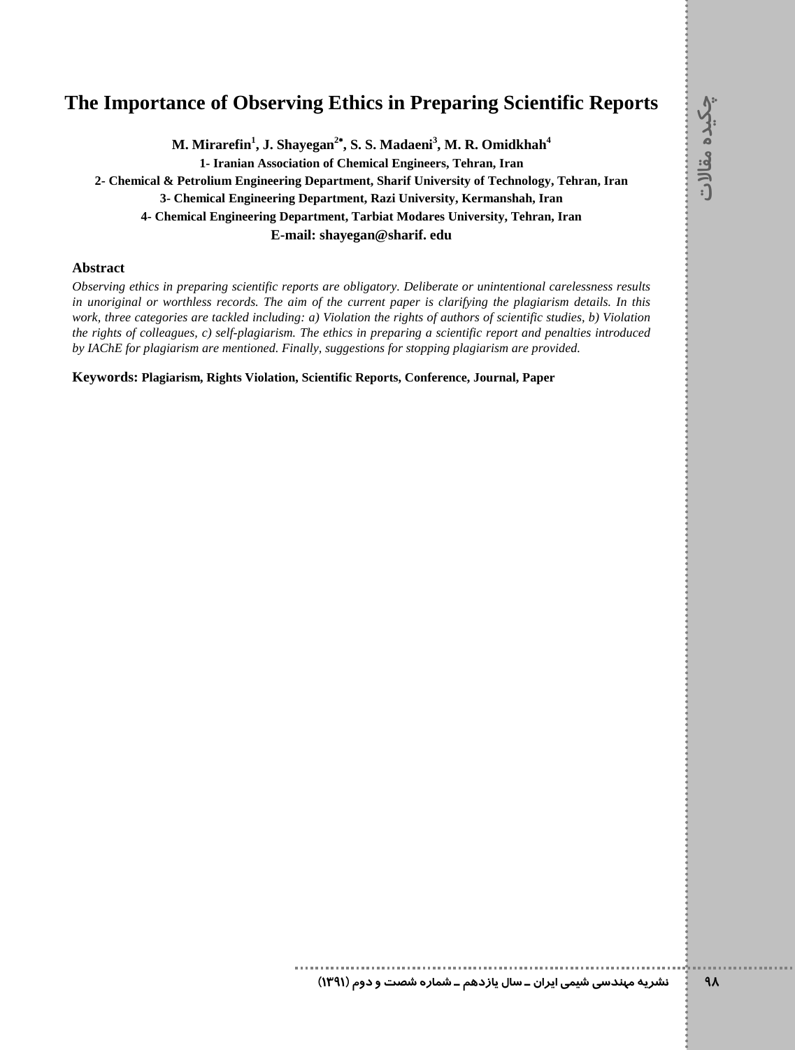# The Importance of Observing Ethics in Preparing Scientific Reports

**M. Mirarefin[1], J. Shayegan[2*], S. S. Madaeni[3], M. R. Omidkhah[4]**

**1- Iranian Association of Chemical Engineers, Tehran, Iran**

**2- Chemical & Petroleum Engineering Department, Sharif University of Technology, Tehran, Iran**

**3- Chemical Engineering Department, Razi University, Kermanshah, Iran**

**4- Chemical Engineering Department, Tarbiat Modares University, Tehran, Iran**

**E-mail: shayegan@sharif. edu**

## Abstract

*Observing ethics in preparing scientific reports are obligatory. Deliberate or unintentional carelessness results in unoriginal or worthless records. The aim of the current paper is clarifying the plagiarism details. In this work, three categories are tackled including: a) Violation the rights of authors of scientific studies, b) Violation the rights of colleagues, c) self-plagiarism. The ethics in preparing a scientific report and penalties introduced by IAChE for plagiarism are mentioned. Finally, suggestions for stopping plagiarism are provided.*

**Keywords:** **Plagiarism, Rights Violation, Scientific Reports, Conference, Journal, Paper**